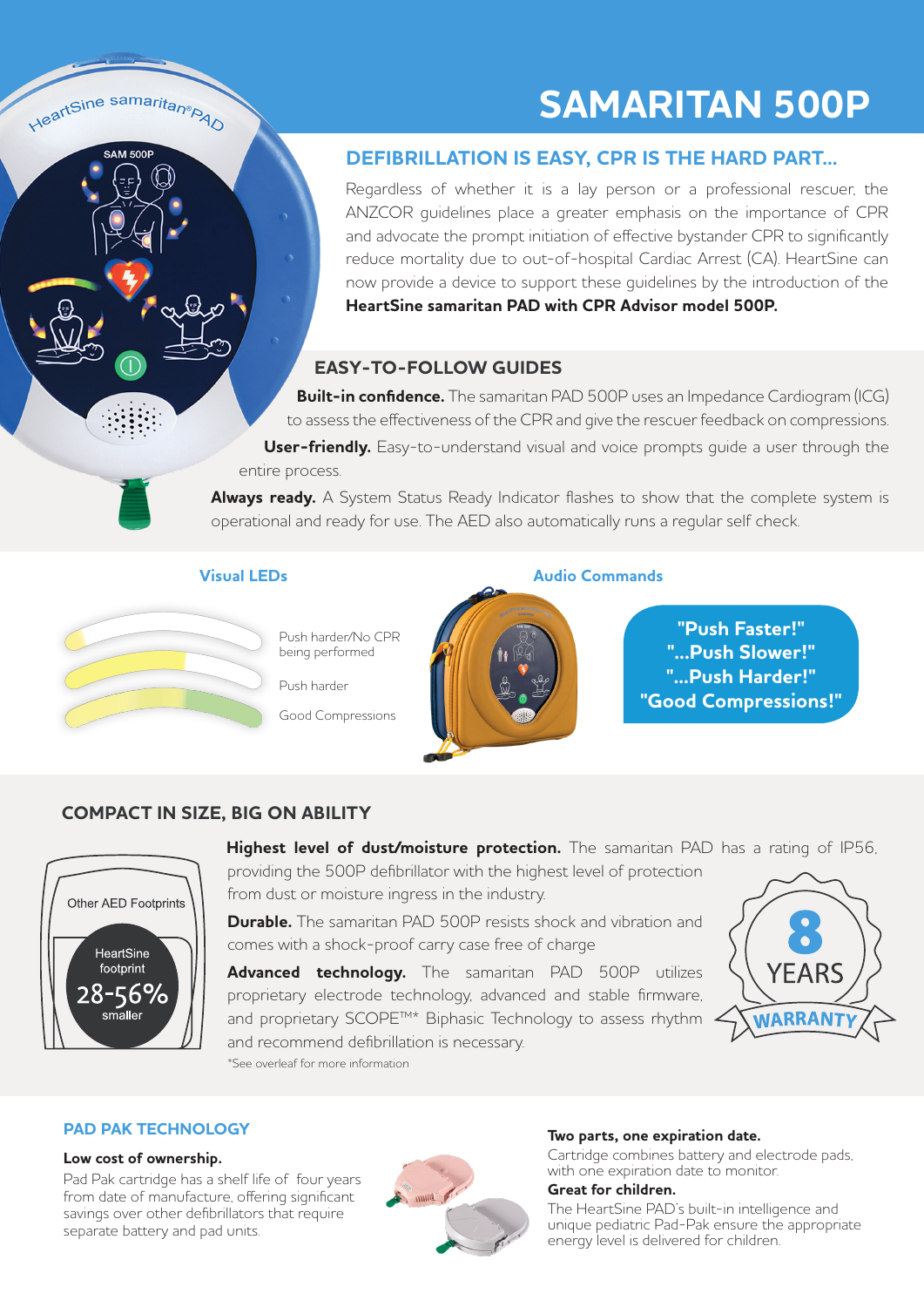# SAMARITAN 500P

## DEFIBRILLATION IS EASY, CPR IS THE HARD PART...

Regardless of whether it is a lay person or a professional rescuer, the ANZCOR guidelines place a greater emphasis on the importance of CPR and advocate the prompt initiation of effective bystander CPR to significantly reduce mortality due to out-of-hospital Cardiac Arrest (CA). HeartSine can now provide a device to support these guidelines by the introduction of the **HeartSine samaritan PAD with CPR Advisor model 500P.**

## EASY-TO-FOLLOW GUIDES

**Built-in confidence.** The samaritan PAD 500P uses an Impedance Cardiogram (ICG) to assess the effectiveness of the CPR and give the rescuer feedback on compressions.

**User-friendly.** Easy-to-understand visual and voice prompts guide a user through the entire process.

**Always ready.** A System Status Ready Indicator flashes to show that the complete system is operational and ready for use. The AED also automatically runs a regular self check.

### Visual LEDs

- Push harder/No CPR being performed
- Push harder
- Good Compressions

### Audio Commands

"Push Faster!"
"...Push Slower!"
"...Push Harder!"
"Good Compressions!"

## COMPACT IN SIZE, BIG ON ABILITY

Other AED Footprints

HeartSine footprint 28-56% smaller

**Highest level of dust/moisture protection.** The samaritan PAD has a rating of IP56, providing the 500P defibrillator with the highest level of protection from dust or moisture ingress in the industry.

**Durable.** The samaritan PAD 500P resists shock and vibration and comes with a shock-proof carry case free of charge

**Advanced technology.** The samaritan PAD 500P utilizes proprietary electrode technology, advanced and stable firmware, and proprietary SCOPE™* Biphasic Technology to assess rhythm and recommend defibrillation is necessary.

*See overleaf for more information

8 YEARS WARRANTY

## PAD PAK TECHNOLOGY

**Low cost of ownership.**

Pad Pak cartridge has a shelf life of four years from date of manufacture, offering significant savings over other defibrillators that require separate battery and pad units.

**Two parts, one expiration date.**

Cartridge combines battery and electrode pads, with one expiration date to monitor.

**Great for children.**

The HeartSine PAD's built-in intelligence and unique pediatric Pad-Pak ensure the appropriate energy level is delivered for children.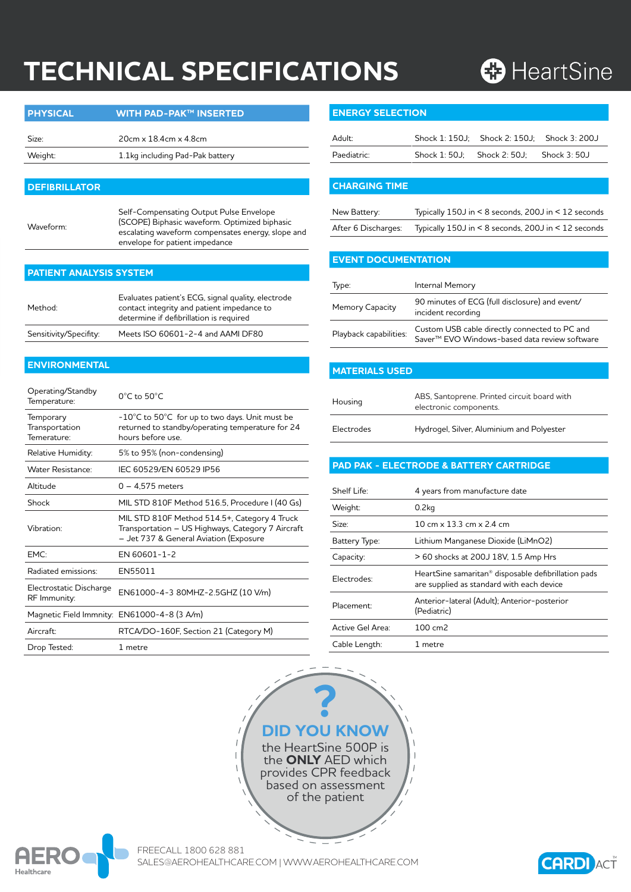# TECHNICAL SPECIFICATIONS

HeartSine

| PHYSICAL | WITH PAD-PAK™ INSERTED |
|---|---|
| Size: | 20cm x 18.4cm x 4.8cm |
| Weight: | 1.1kg including Pad-Pak battery |

| DEFIBRILLATOR | |
|---|---|
| Waveform: | Self-Compensating Output Pulse Envelope (SCOPE) Biphasic waveform. Optimized biphasic escalating waveform compensates energy, slope and envelope for patient impedance |

| PATIENT ANALYSIS SYSTEM | |
|---|---|
| Method: | Evaluates patient's ECG, signal quality, electrode contact integrity and patient impedance to determine if defibrillation is required |
| Sensitivity/Specifity: | Meets ISO 60601-2-4 and AAMI DF80 |

| ENVIRONMENTAL | |
|---|---|
| Operating/Standby Temperature: | 0°C to 50°C |
| Temporary Transportation Temerature: | -10°C to 50°C for up to two days. Unit must be returned to standby/operating temperature for 24 hours before use. |
| Relative Humidity: | 5% to 95% (non-condensing) |
| Water Resistance: | IEC 60529/EN 60529 IP56 |
| Altitude | 0 – 4,575 meters |
| Shock | MIL STD 810F Method 516.5, Procedure I (40 Gs) |
| Vibration: | MIL STD 810F Method 514.5+, Category 4 Truck Transportation – US Highways, Category 7 Aircraft – Jet 737 & General Aviation (Exposure |
| EMC: | EN 60601-1-2 |
| Radiated emissions: | EN55011 |
| Electrostatic Discharge RF Immunity: | EN61000-4-3 80MHZ-2.5GHZ (10 V/m) |
| Magnetic Field Immnity: | EN61000-4-8 (3 A/m) |
| Aircraft: | RTCA/DO-160F, Section 21 (Category M) |
| Drop Tested: | 1 metre |

| ENERGY SELECTION | | | |
|---|---|---|---|
| Adult: | Shock 1: 150J; | Shock 2: 150J; | Shock 3: 200J |
| Paediatric: | Shock 1: 50J; | Shock 2: 50J; | Shock 3: 50J |

| CHARGING TIME | |
|---|---|
| New Battery: | Typically 150J in < 8 seconds, 200J in < 12 seconds |
| After 6 Discharges: | Typically 150J in < 8 seconds, 200J in < 12 seconds |

| EVENT DOCUMENTATION | |
|---|---|
| Type: | Internal Memory |
| Memory Capacity | 90 minutes of ECG (full disclosure) and event/incident recording |
| Playback capabilities: | Custom USB cable directly connected to PC and Saver™ EVO Windows-based data review software |

| MATERIALS USED | |
|---|---|
| Housing | ABS, Santoprene. Printed circuit board with electronic components. |
| Electrodes | Hydrogel, Silver, Aluminium and Polyester |

| PAD PAK - ELECTRODE & BATTERY CARTRIDGE | |
|---|---|
| Shelf Life: | 4 years from manufacture date |
| Weight: | 0.2kg |
| Size: | 10 cm x 13.3 cm x 2.4 cm |
| Battery Type: | Lithium Manganese Dioxide ($LiMnO_2$) |
| Capacity: | > 60 shocks at 200J 18V, 1.5 Amp Hrs |
| Electrodes: | HeartSine samaritan® disposable defibrillation pads are supplied as standard with each device |
| Placement: | Anterior-lateral (Adult); Anterior-posterior (Pediatric) |
| Active Gel Area: | 100 cm2 |
| Cable Length: | 1 metre |

?

**DID YOU KNOW**

the HeartSine 500P is the **ONLY** AED which provides CPR feedback based on assessment of the patient

AERO Healthcare

FREECALL 1800 628 881
SALES@AEROHEALTHCARE.COM | WWW.AEROHEALTHCARE.COM

CARDIACT™